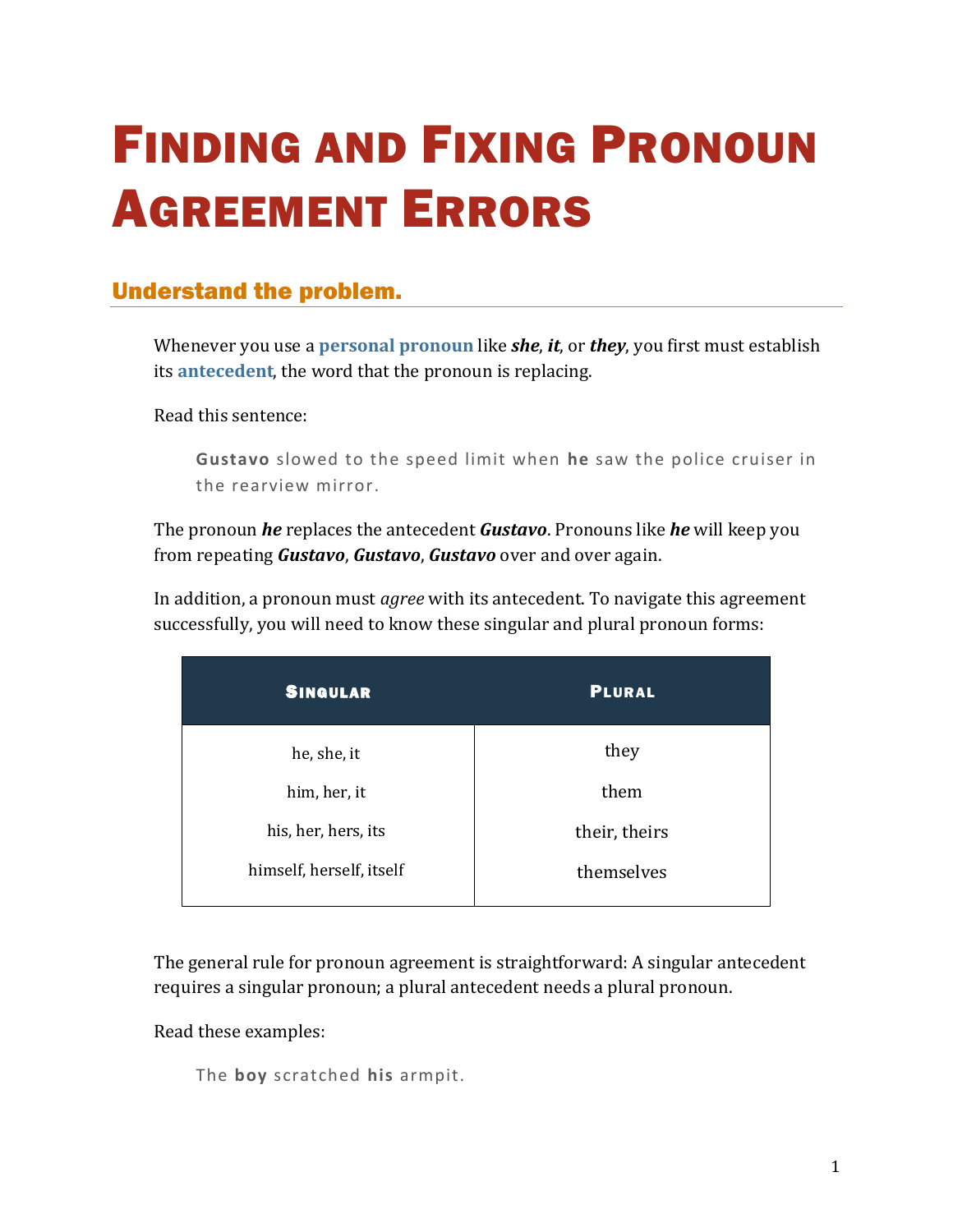# Finding and Fixing Pronoun Agreement Errors

## Understand the problem.

Whenever you use a **personal pronoun** like ***she***, ***it***, or ***they***, you first must establish its **antecedent**, the word that the pronoun is replacing.

Read this sentence:

> **Gustavo** slowed to the speed limit when **he** saw the police cruiser in the rearview mirror.

The pronoun ***he*** replaces the antecedent ***Gustavo***. Pronouns like ***he*** will keep you from repeating ***Gustavo***, ***Gustavo***, ***Gustavo*** over and over again.

In addition, a pronoun must *agree* with its antecedent. To navigate this agreement successfully, you will need to know these singular and plural pronoun forms:

| Singular | Plural |
|---|---|
| he, she, it | they |
| him, her, it | them |
| his, her, hers, its | their, theirs |
| himself, herself, itself | themselves |

The general rule for pronoun agreement is straightforward: A singular antecedent requires a singular pronoun; a plural antecedent needs a plural pronoun.

Read these examples:

> The **boy** scratched **his** armpit.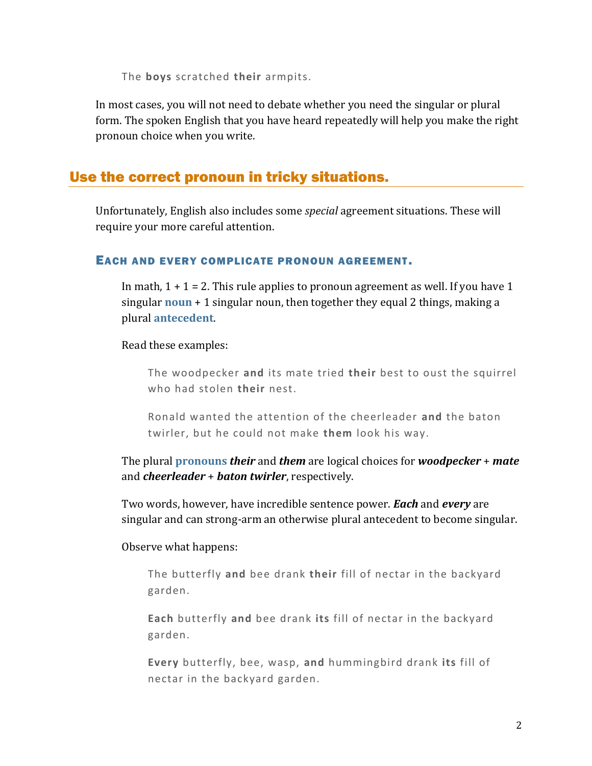> The **boys** scratched **their** armpits.

In most cases, you will not need to debate whether you need the singular or plural form. The spoken English that you have heard repeatedly will help you make the right pronoun choice when you write.

## Use the correct pronoun in tricky situations.

Unfortunately, English also includes some *special* agreement situations. These will require your more careful attention.

### Each and every complicate pronoun agreement.

In math, 1 + 1 = 2. This rule applies to pronoun agreement as well. If you have 1 singular **noun** + 1 singular noun, then together they equal 2 things, making a plural **antecedent**.

Read these examples:

> The woodpecker **and** its mate tried **their** best to oust the squirrel who had stolen **their** nest.

> Ronald wanted the attention of the cheerleader **and** the baton twirler, but he could not make **them** look his way.

The plural **pronouns** ***their*** and ***them*** are logical choices for ***woodpecker*** + ***mate*** and ***cheerleader*** + ***baton twirler***, respectively.

Two words, however, have incredible sentence power. ***Each*** and ***every*** are singular and can strong-arm an otherwise plural antecedent to become singular.

Observe what happens:

> The butterfly **and** bee drank **their** fill of nectar in the backyard garden.

> **Each** butterfly **and** bee drank **its** fill of nectar in the backyard garden.

> **Every** butterfly, bee, wasp, **and** hummingbird drank **its** fill of nectar in the backyard garden.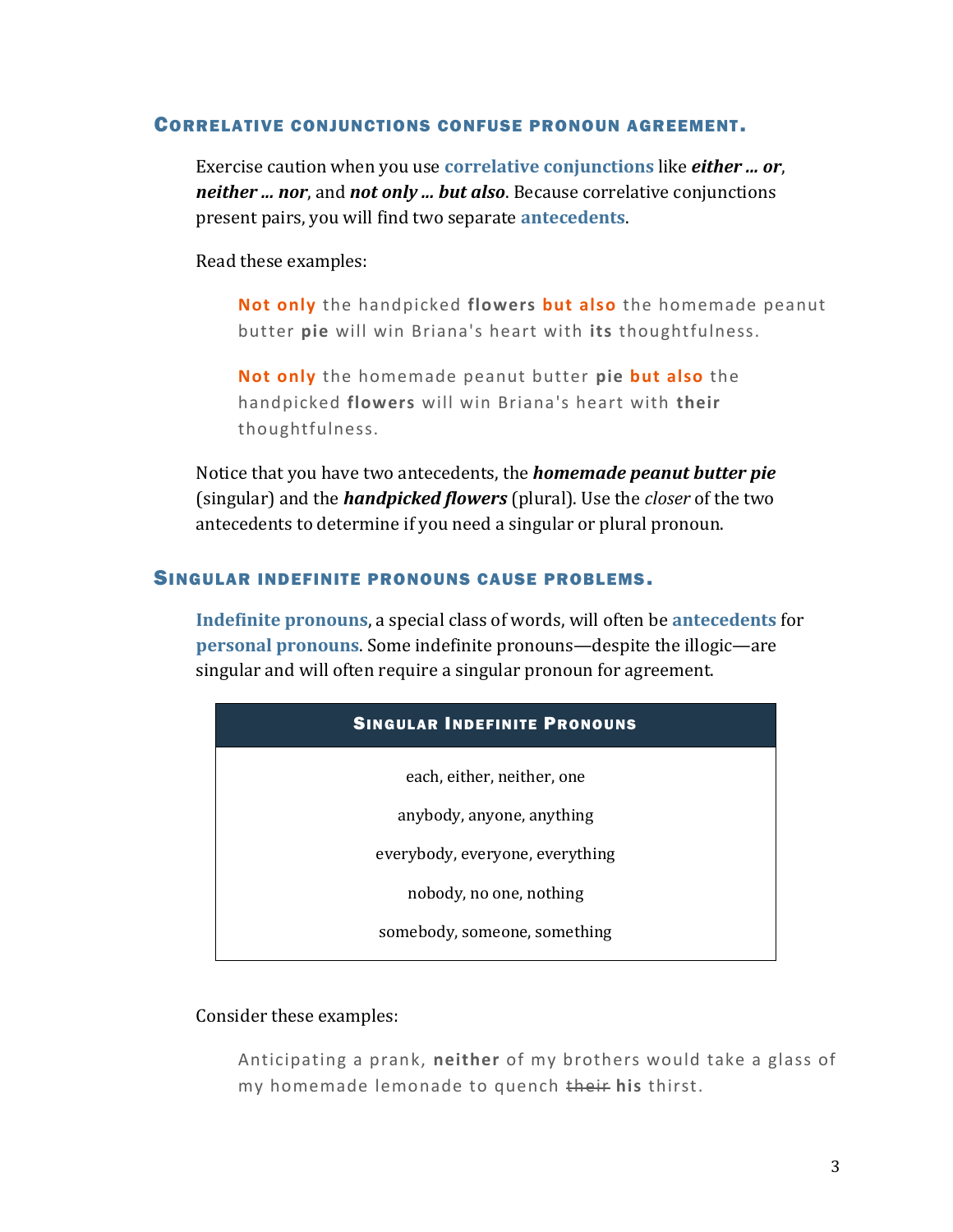## Correlative conjunctions confuse pronoun agreement.

Exercise caution when you use **correlative conjunctions** like ***either … or***, ***neither … nor***, and ***not only … but also***. Because correlative conjunctions present pairs, you will find two separate **antecedents**.

Read these examples:

> **Not only** the handpicked **flowers** **but also** the homemade peanut butter **pie** will win Briana's heart with **its** thoughtfulness.

> **Not only** the homemade peanut butter **pie** **but also** the handpicked **flowers** will win Briana's heart with **their** thoughtfulness.

Notice that you have two antecedents, the ***homemade peanut butter pie*** (singular) and the ***handpicked flowers*** (plural). Use the *closer* of the two antecedents to determine if you need a singular or plural pronoun.

## Singular indefinite pronouns cause problems.

**Indefinite pronouns**, a special class of words, will often be **antecedents** for **personal pronouns**. Some indefinite pronouns—despite the illogic—are singular and will often require a singular pronoun for agreement.

| Singular Indefinite Pronouns |
| --- |
| each, either, neither, one |
| anybody, anyone, anything |
| everybody, everyone, everything |
| nobody, no one, nothing |
| somebody, someone, something |

Consider these examples:

> Anticipating a prank, **neither** of my brothers would take a glass of my homemade lemonade to quench ~~their~~ **his** thirst.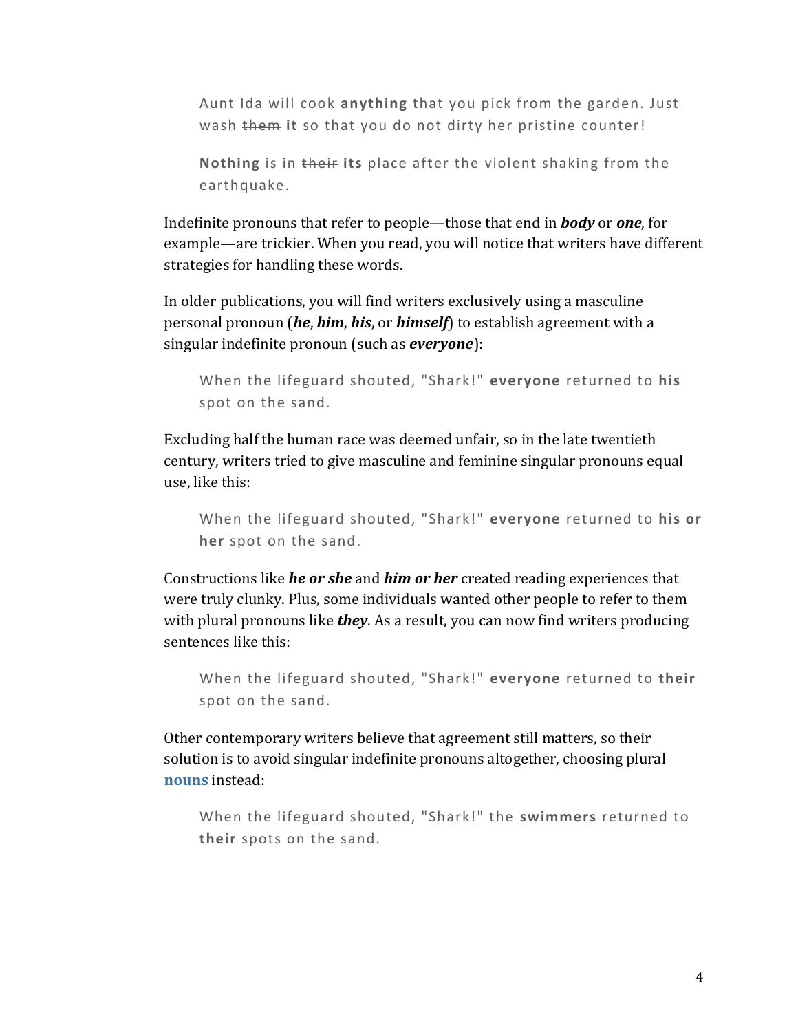> Aunt Ida will cook **anything** that you pick from the garden. Just wash ~~them~~ **it** so that you do not dirty her pristine counter!

> **Nothing** is in ~~their~~ **its** place after the violent shaking from the earthquake.

Indefinite pronouns that refer to people—those that end in ***body*** or ***one***, for example—are trickier. When you read, you will notice that writers have different strategies for handling these words.

In older publications, you will find writers exclusively using a masculine personal pronoun (***he***, ***him***, ***his***, or ***himself***) to establish agreement with a singular indefinite pronoun (such as ***everyone***):

> When the lifeguard shouted, "Shark!" **everyone** returned to **his** spot on the sand.

Excluding half the human race was deemed unfair, so in the late twentieth century, writers tried to give masculine and feminine singular pronouns equal use, like this:

> When the lifeguard shouted, "Shark!" **everyone** returned to **his or her** spot on the sand.

Constructions like ***he or she*** and ***him or her*** created reading experiences that were truly clunky. Plus, some individuals wanted other people to refer to them with plural pronouns like ***they***. As a result, you can now find writers producing sentences like this:

> When the lifeguard shouted, "Shark!" **everyone** returned to **their** spot on the sand.

Other contemporary writers believe that agreement still matters, so their solution is to avoid singular indefinite pronouns altogether, choosing plural **nouns** instead:

> When the lifeguard shouted, "Shark!" the **swimmers** returned to **their** spots on the sand.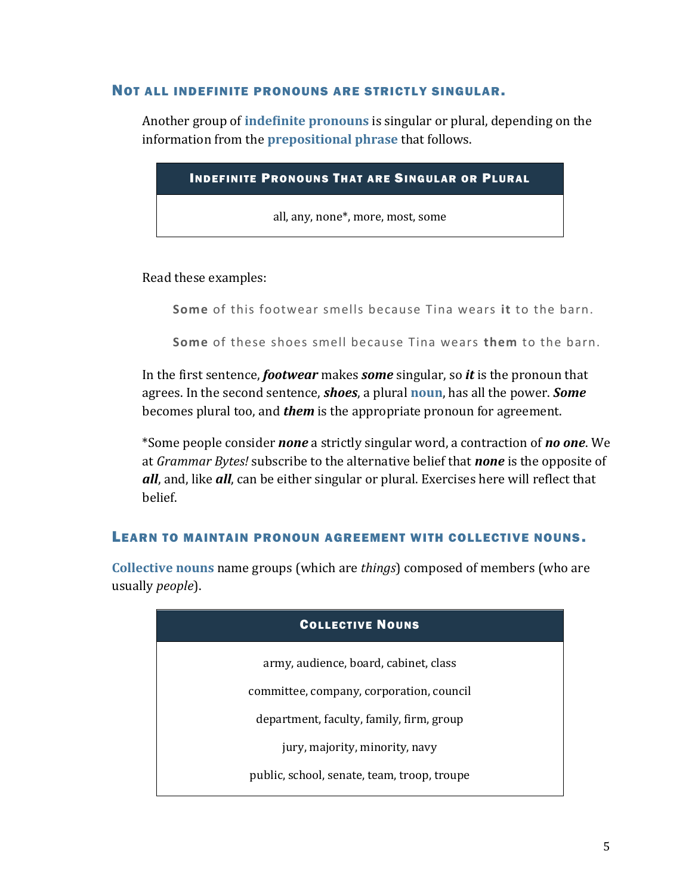## Not all indefinite pronouns are strictly singular.

Another group of **indefinite pronouns** is singular or plural, depending on the information from the **prepositional phrase** that follows.

| Indefinite Pronouns That are Singular or Plural |
| --- |
| all, any, none*, more, most, some |

Read these examples:

> **Some** of this footwear smells because Tina wears **it** to the barn.
>
> **Some** of these shoes smell because Tina wears **them** to the barn.

In the first sentence, ***footwear*** makes ***some*** singular, so ***it*** is the pronoun that agrees. In the second sentence, ***shoes***, a plural **noun**, has all the power. ***Some*** becomes plural too, and ***them*** is the appropriate pronoun for agreement.

*Some people consider ***none*** a strictly singular word, a contraction of ***no one***. We at *Grammar Bytes!* subscribe to the alternative belief that ***none*** is the opposite of ***all***, and, like ***all***, can be either singular or plural. Exercises here will reflect that belief.

## Learn to maintain pronoun agreement with collective nouns.

**Collective nouns** name groups (which are *things*) composed of members (who are usually *people*).

| Collective Nouns |
| --- |
| army, audience, board, cabinet, class |
| committee, company, corporation, council |
| department, faculty, family, firm, group |
| jury, majority, minority, navy |
| public, school, senate, team, troop, troupe |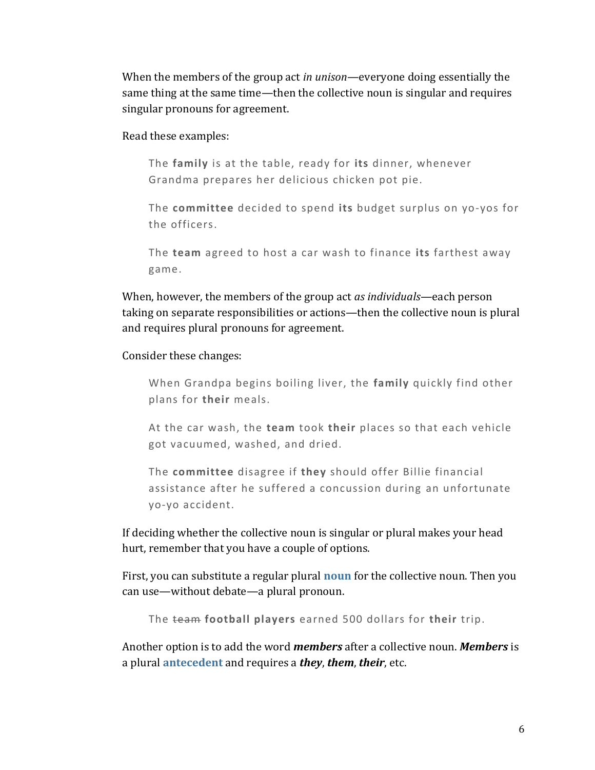When the members of the group act *in unison*—everyone doing essentially the same thing at the same time—then the collective noun is singular and requires singular pronouns for agreement.

Read these examples:

> The **family** is at the table, ready for **its** dinner, whenever Grandma prepares her delicious chicken pot pie.
>
> The **committee** decided to spend **its** budget surplus on yo-yos for the officers.
>
> The **team** agreed to host a car wash to finance **its** farthest away game.

When, however, the members of the group act *as individuals*—each person taking on separate responsibilities or actions—then the collective noun is plural and requires plural pronouns for agreement.

Consider these changes:

> When Grandpa begins boiling liver, the **family** quickly find other plans for **their** meals.
>
> At the car wash, the **team** took **their** places so that each vehicle got vacuumed, washed, and dried.
>
> The **committee** disagree if **they** should offer Billie financial assistance after he suffered a concussion during an unfortunate yo-yo accident.

If deciding whether the collective noun is singular or plural makes your head hurt, remember that you have a couple of options.

First, you can substitute a regular plural **noun** for the collective noun. Then you can use—without debate—a plural pronoun.

> The ~~team~~ **football players** earned 500 dollars for **their** trip.

Another option is to add the word ***members*** after a collective noun. ***Members*** is a plural **antecedent** and requires a ***they***, ***them***, ***their***, etc.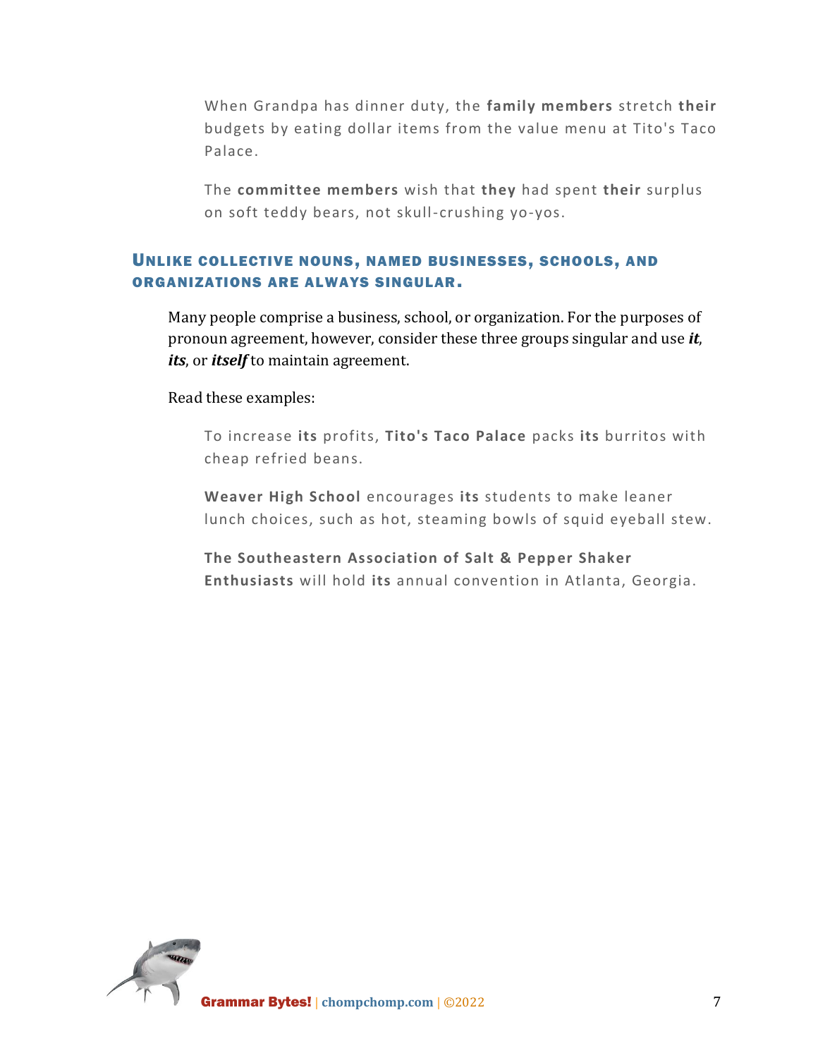When Grandpa has dinner duty, the **family members** stretch **their** budgets by eating dollar items from the value menu at Tito's Taco Palace.

The **committee members** wish that **they** had spent **their** surplus on soft teddy bears, not skull-crushing yo-yos.

### Unlike collective nouns, named businesses, schools, and organizations are always singular.

Many people comprise a business, school, or organization. For the purposes of pronoun agreement, however, consider these three groups singular and use ***it***, ***its***, or ***itself*** to maintain agreement.

Read these examples:

To increase **its** profits, **Tito's Taco Palace** packs **its** burritos with cheap refried beans.

**Weaver High School** encourages **its** students to make leaner lunch choices, such as hot, steaming bowls of squid eyeball stew.

**The Southeastern Association of Salt & Pepper Shaker Enthusiasts** will hold **its** annual convention in Atlanta, Georgia.